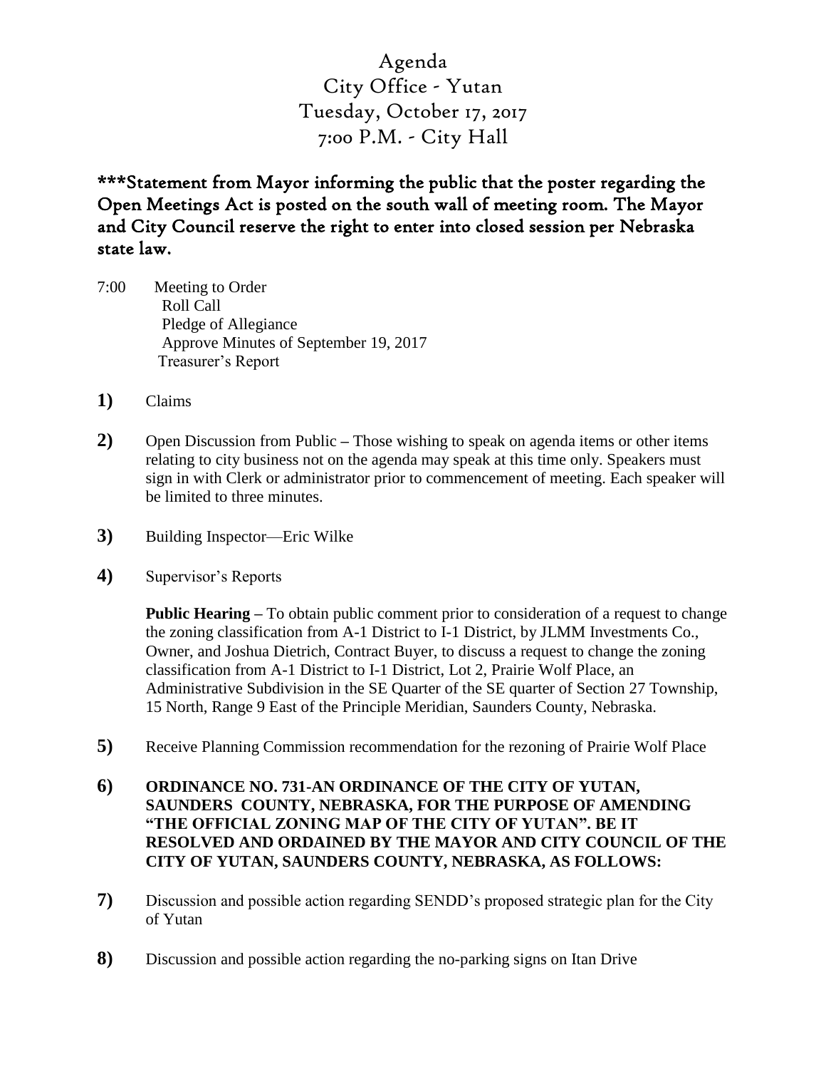# Agenda
# City Office - Yutan
# Tuesday, October 17, 2017
# 7:00 P.M. - City Hall

**\*\*\*Statement from Mayor informing the public that the poster regarding the Open Meetings Act is posted on the south wall of meeting room. The Mayor and City Council reserve the right to enter into closed session per Nebraska state law.**

7:00 Meeting to Order
Roll Call
Pledge of Allegiance
Approve Minutes of September 19, 2017
Treasurer's Report

**1)** Claims

**2)** Open Discussion from Public – Those wishing to speak on agenda items or other items relating to city business not on the agenda may speak at this time only. Speakers must sign in with Clerk or administrator prior to commencement of meeting. Each speaker will be limited to three minutes.

**3)** Building Inspector—Eric Wilke

**4)** Supervisor's Reports

**Public Hearing –** To obtain public comment prior to consideration of a request to change the zoning classification from A-1 District to I-1 District, by JLMM Investments Co., Owner, and Joshua Dietrich, Contract Buyer, to discuss a request to change the zoning classification from A-1 District to I-1 District, Lot 2, Prairie Wolf Place, an Administrative Subdivision in the SE Quarter of the SE quarter of Section 27 Township, 15 North, Range 9 East of the Principle Meridian, Saunders County, Nebraska.

**5)** Receive Planning Commission recommendation for the rezoning of Prairie Wolf Place

**6)** **ORDINANCE NO. 731-AN ORDINANCE OF THE CITY OF YUTAN, SAUNDERS COUNTY, NEBRASKA, FOR THE PURPOSE OF AMENDING "THE OFFICIAL ZONING MAP OF THE CITY OF YUTAN". BE IT RESOLVED AND ORDAINED BY THE MAYOR AND CITY COUNCIL OF THE CITY OF YUTAN, SAUNDERS COUNTY, NEBRASKA, AS FOLLOWS:**

**7)** Discussion and possible action regarding SENDD's proposed strategic plan for the City of Yutan

**8)** Discussion and possible action regarding the no-parking signs on Itan Drive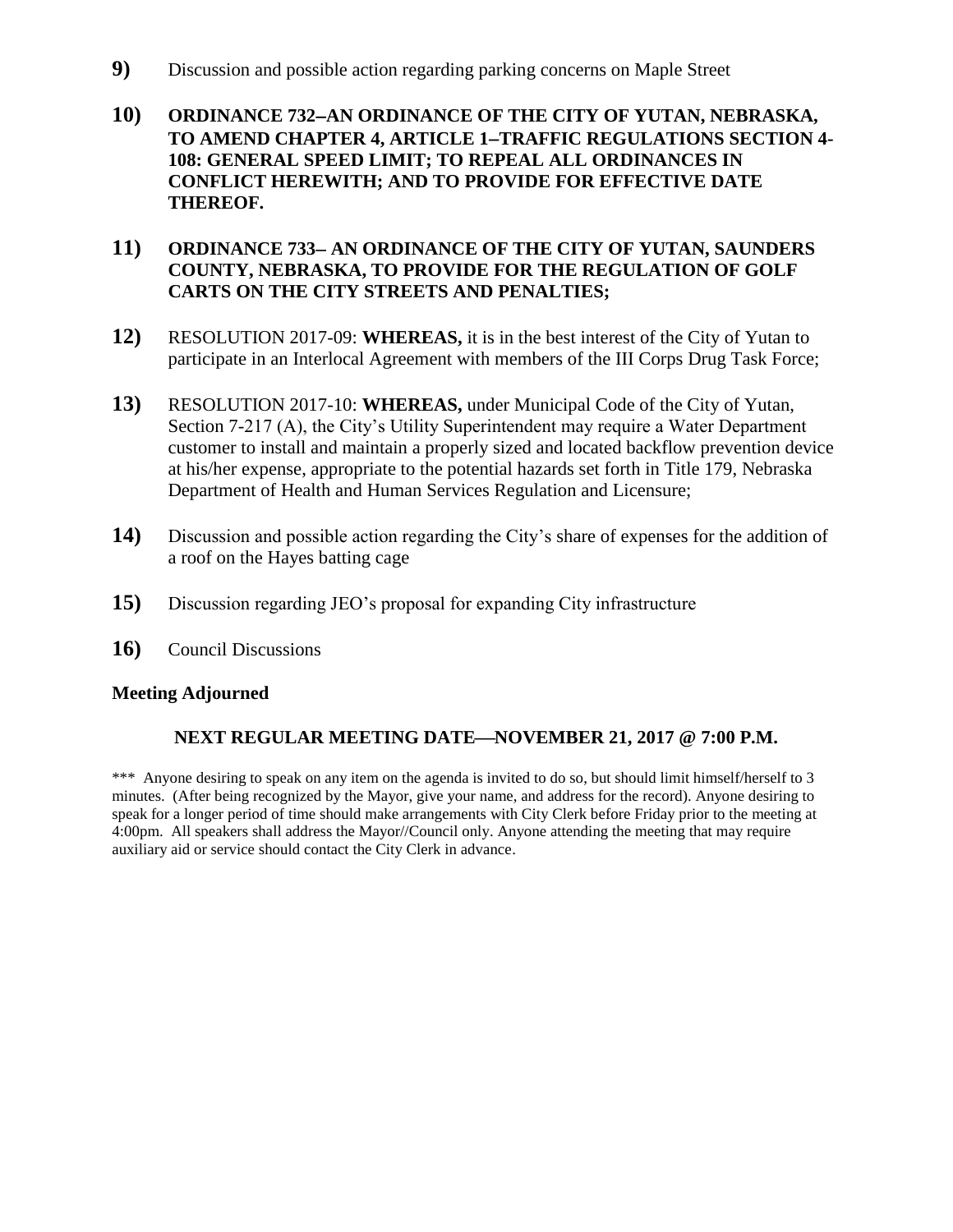**9)** Discussion and possible action regarding parking concerns on Maple Street

**10)** **ORDINANCE 732–AN ORDINANCE OF THE CITY OF YUTAN, NEBRASKA, TO AMEND CHAPTER 4, ARTICLE 1–TRAFFIC REGULATIONS SECTION 4-108: GENERAL SPEED LIMIT; TO REPEAL ALL ORDINANCES IN CONFLICT HEREWITH; AND TO PROVIDE FOR EFFECTIVE DATE THEREOF.**

**11)** **ORDINANCE 733– AN ORDINANCE OF THE CITY OF YUTAN, SAUNDERS COUNTY, NEBRASKA, TO PROVIDE FOR THE REGULATION OF GOLF CARTS ON THE CITY STREETS AND PENALTIES;**

**12)** RESOLUTION 2017-09: **WHEREAS,** it is in the best interest of the City of Yutan to participate in an Interlocal Agreement with members of the III Corps Drug Task Force;

**13)** RESOLUTION 2017-10: **WHEREAS,** under Municipal Code of the City of Yutan, Section 7-217 (A), the City's Utility Superintendent may require a Water Department customer to install and maintain a properly sized and located backflow prevention device at his/her expense, appropriate to the potential hazards set forth in Title 179, Nebraska Department of Health and Human Services Regulation and Licensure;

**14)** Discussion and possible action regarding the City's share of expenses for the addition of a roof on the Hayes batting cage

**15)** Discussion regarding JEO's proposal for expanding City infrastructure

**16)** Council Discussions

**Meeting Adjourned**

**NEXT REGULAR MEETING DATE—NOVEMBER 21, 2017 @ 7:00 P.M.**

*** Anyone desiring to speak on any item on the agenda is invited to do so, but should limit himself/herself to 3 minutes. (After being recognized by the Mayor, give your name, and address for the record). Anyone desiring to speak for a longer period of time should make arrangements with City Clerk before Friday prior to the meeting at 4:00pm. All speakers shall address the Mayor//Council only. Anyone attending the meeting that may require auxiliary aid or service should contact the City Clerk in advance.